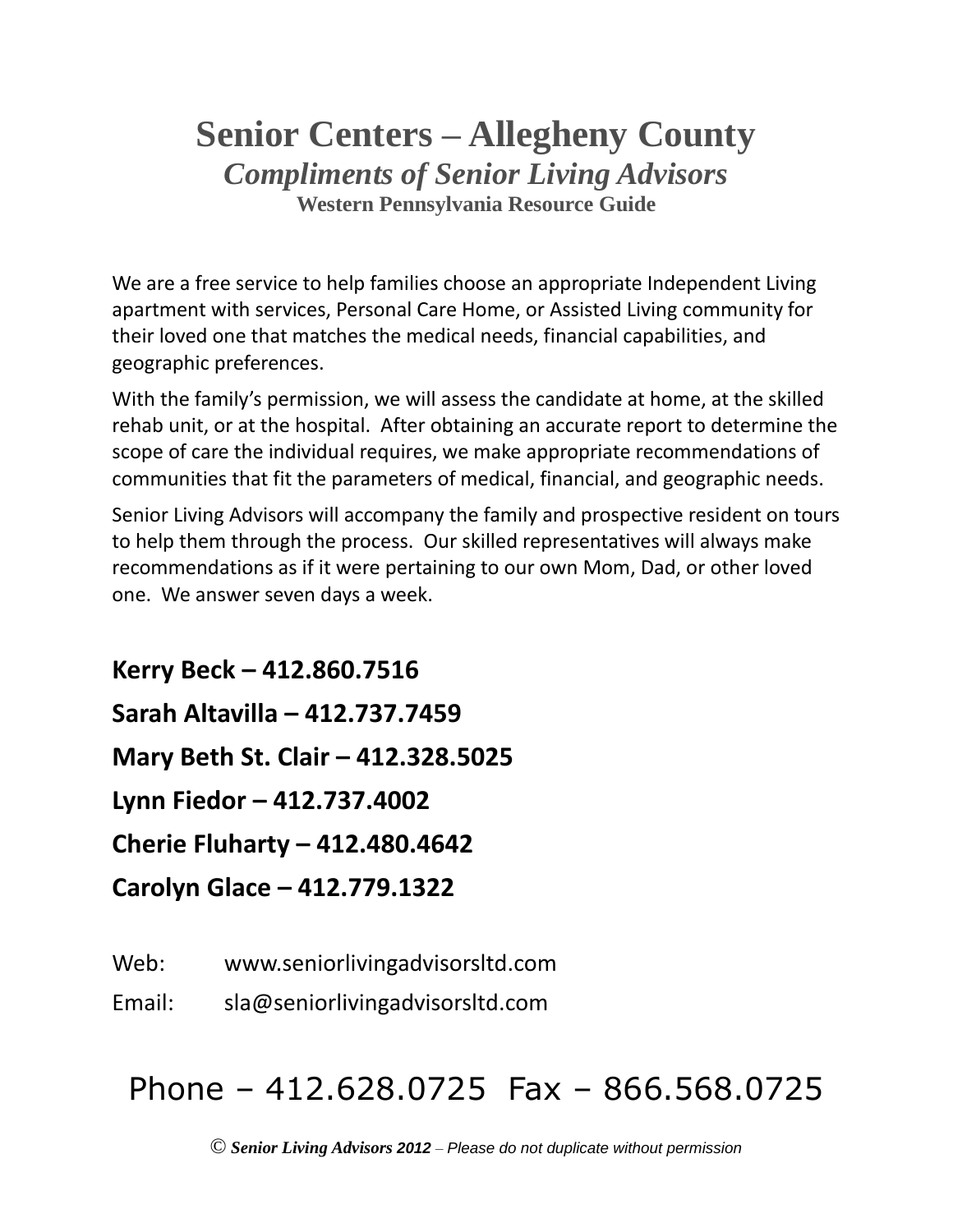# Senior Centers – Allegheny County

## *Compliments of Senior Living Advisors*

### Western Pennsylvania Resource Guide

We are a free service to help families choose an appropriate Independent Living apartment with services, Personal Care Home, or Assisted Living community for their loved one that matches the medical needs, financial capabilities, and geographic preferences.

With the family's permission, we will assess the candidate at home, at the skilled rehab unit, or at the hospital. After obtaining an accurate report to determine the scope of care the individual requires, we make appropriate recommendations of communities that fit the parameters of medical, financial, and geographic needs.

Senior Living Advisors will accompany the family and prospective resident on tours to help them through the process. Our skilled representatives will always make recommendations as if it were pertaining to our own Mom, Dad, or other loved one. We answer seven days a week.

**Kerry Beck – 412.860.7516**

**Sarah Altavilla – 412.737.7459**

**Mary Beth St. Clair – 412.328.5025**

**Lynn Fiedor – 412.737.4002**

**Cherie Fluharty – 412.480.4642**

**Carolyn Glace – 412.779.1322**

Web: www.seniorlivingadvisorsltd.com

Email: sla@seniorlivingadvisorsltd.com

Phone – 412.628.0725 Fax – 866.568.0725

© ***Senior Living Advisors 2012*** – *Please do not duplicate without permission*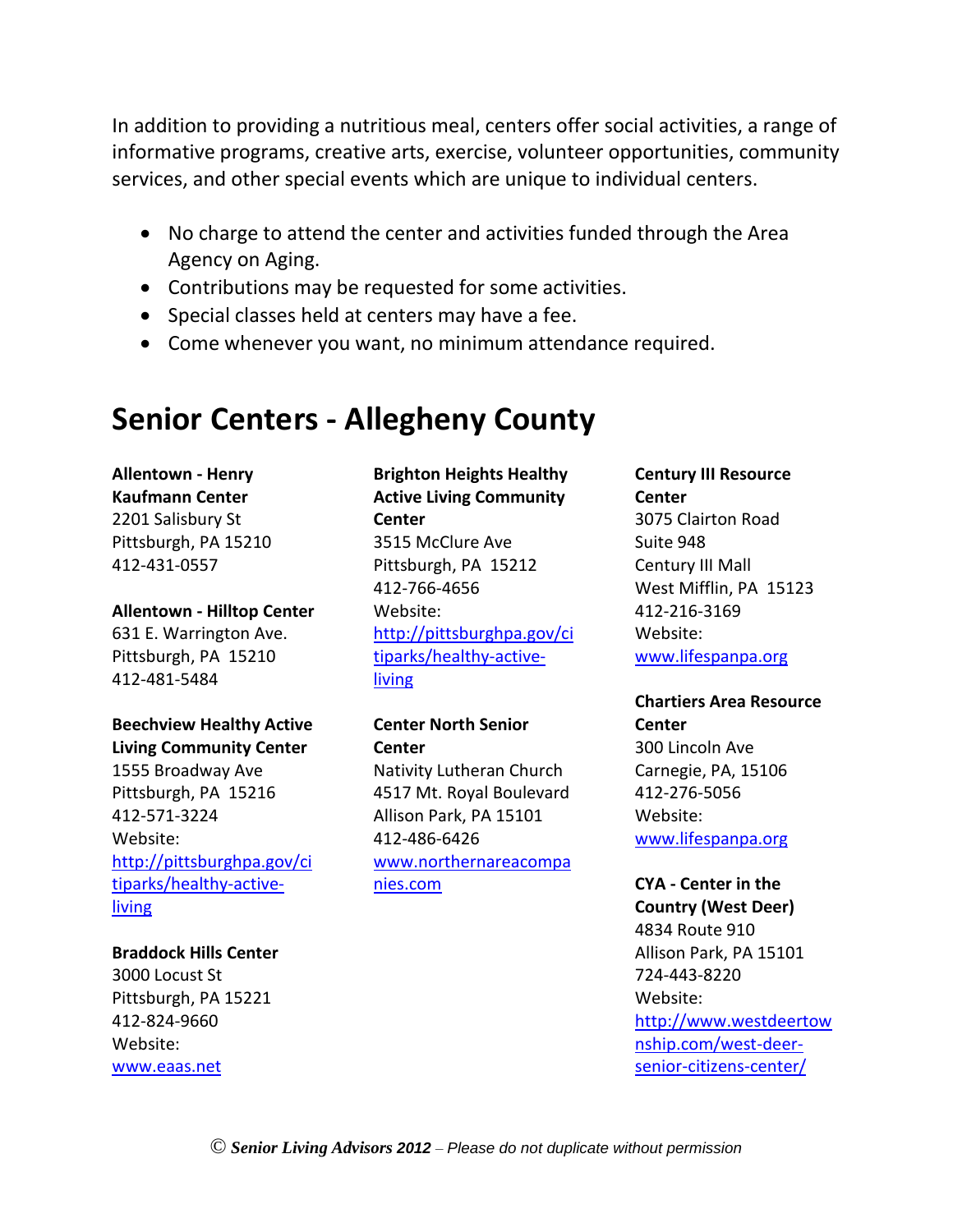In addition to providing a nutritious meal, centers offer social activities, a range of informative programs, creative arts, exercise, volunteer opportunities, community services, and other special events which are unique to individual centers.

- No charge to attend the center and activities funded through the Area Agency on Aging.
- Contributions may be requested for some activities.
- Special classes held at centers may have a fee.
- Come whenever you want, no minimum attendance required.

# Senior Centers - Allegheny County

**Allentown - Henry Kaufmann Center**
2201 Salisbury St
Pittsburgh, PA 15210
412-431-0557

**Allentown - Hilltop Center**
631 E. Warrington Ave.
Pittsburgh, PA 15210
412-481-5484

**Beechview Healthy Active Living Community Center**
1555 Broadway Ave
Pittsburgh, PA 15216
412-571-3224
Website:
http://pittsburghpa.gov/citiparks/healthy-active-living

**Braddock Hills Center**
3000 Locust St
Pittsburgh, PA 15221
412-824-9660
Website:
www.eaas.net

**Brighton Heights Healthy Active Living Community Center**
3515 McClure Ave
Pittsburgh, PA 15212
412-766-4656
Website:
http://pittsburghpa.gov/citiparks/healthy-active-living

**Center North Senior Center**
Nativity Lutheran Church
4517 Mt. Royal Boulevard
Allison Park, PA 15101
412-486-6426
www.northernareacompanies.com

**Century III Resource Center**
3075 Clairton Road
Suite 948
Century III Mall
West Mifflin, PA 15123
412-216-3169
Website:
www.lifespanpa.org

**Chartiers Area Resource Center**
300 Lincoln Ave
Carnegie, PA, 15106
412-276-5056
Website:
www.lifespanpa.org

**CYA - Center in the Country (West Deer)**
4834 Route 910
Allison Park, PA 15101
724-443-8220
Website:
http://www.westdeertownship.com/west-deer-senior-citizens-center/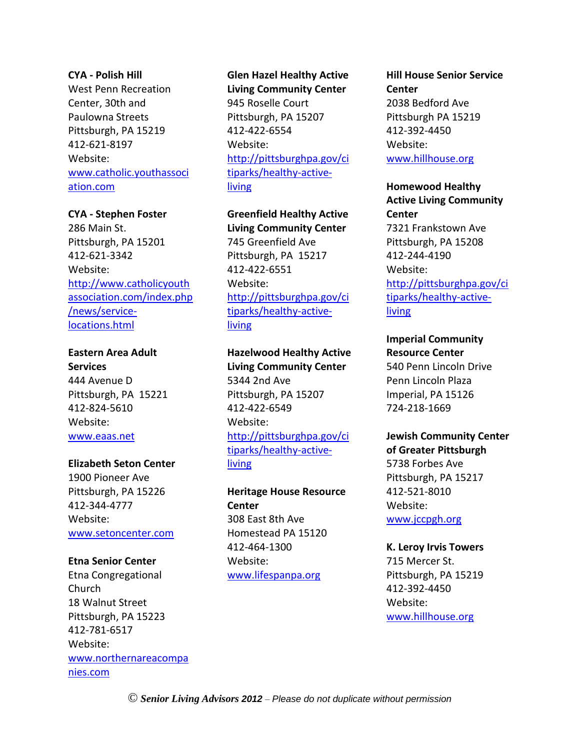**CYA - Polish Hill**
West Penn Recreation Center, 30th and Paulowna Streets
Pittsburgh, PA 15219
412-621-8197
Website:
www.catholic.youthassociation.com

**CYA - Stephen Foster**
286 Main St.
Pittsburgh, PA 15201
412-621-3342
Website:
http://www.catholicyouthassociation.com/index.php/news/service-locations.html

**Eastern Area Adult Services**
444 Avenue D
Pittsburgh, PA 15221
412-824-5610
Website:
www.eaas.net

**Elizabeth Seton Center**
1900 Pioneer Ave
Pittsburgh, PA 15226
412-344-4777
Website:
www.setoncenter.com

**Etna Senior Center**
Etna Congregational Church
18 Walnut Street
Pittsburgh, PA 15223
412-781-6517
Website:
www.northernareacompanies.com

**Glen Hazel Healthy Active Living Community Center**
945 Roselle Court
Pittsburgh, PA 15207
412-422-6554
Website:
http://pittsburghpa.gov/citiparks/healthy-active-living

**Greenfield Healthy Active Living Community Center**
745 Greenfield Ave
Pittsburgh, PA 15217
412-422-6551
Website:
http://pittsburghpa.gov/citiparks/healthy-active-living

**Hazelwood Healthy Active Living Community Center**
5344 2nd Ave
Pittsburgh, PA 15207
412-422-6549
Website:
http://pittsburghpa.gov/citiparks/healthy-active-living

**Heritage House Resource Center**
308 East 8th Ave
Homestead PA 15120
412-464-1300
Website:
www.lifespanpa.org

**Hill House Senior Service Center**
2038 Bedford Ave
Pittsburgh PA 15219
412-392-4450
Website:
www.hillhouse.org

**Homewood Healthy Active Living Community Center**
7321 Frankstown Ave
Pittsburgh, PA 15208
412-244-4190
Website:
http://pittsburghpa.gov/citiparks/healthy-active-living

**Imperial Community Resource Center**
540 Penn Lincoln Drive
Penn Lincoln Plaza
Imperial, PA 15126
724-218-1669

**Jewish Community Center of Greater Pittsburgh**
5738 Forbes Ave
Pittsburgh, PA 15217
412-521-8010
Website:
www.jccpgh.org

**K. Leroy Irvis Towers**
715 Mercer St.
Pittsburgh, PA 15219
412-392-4450
Website:
www.hillhouse.org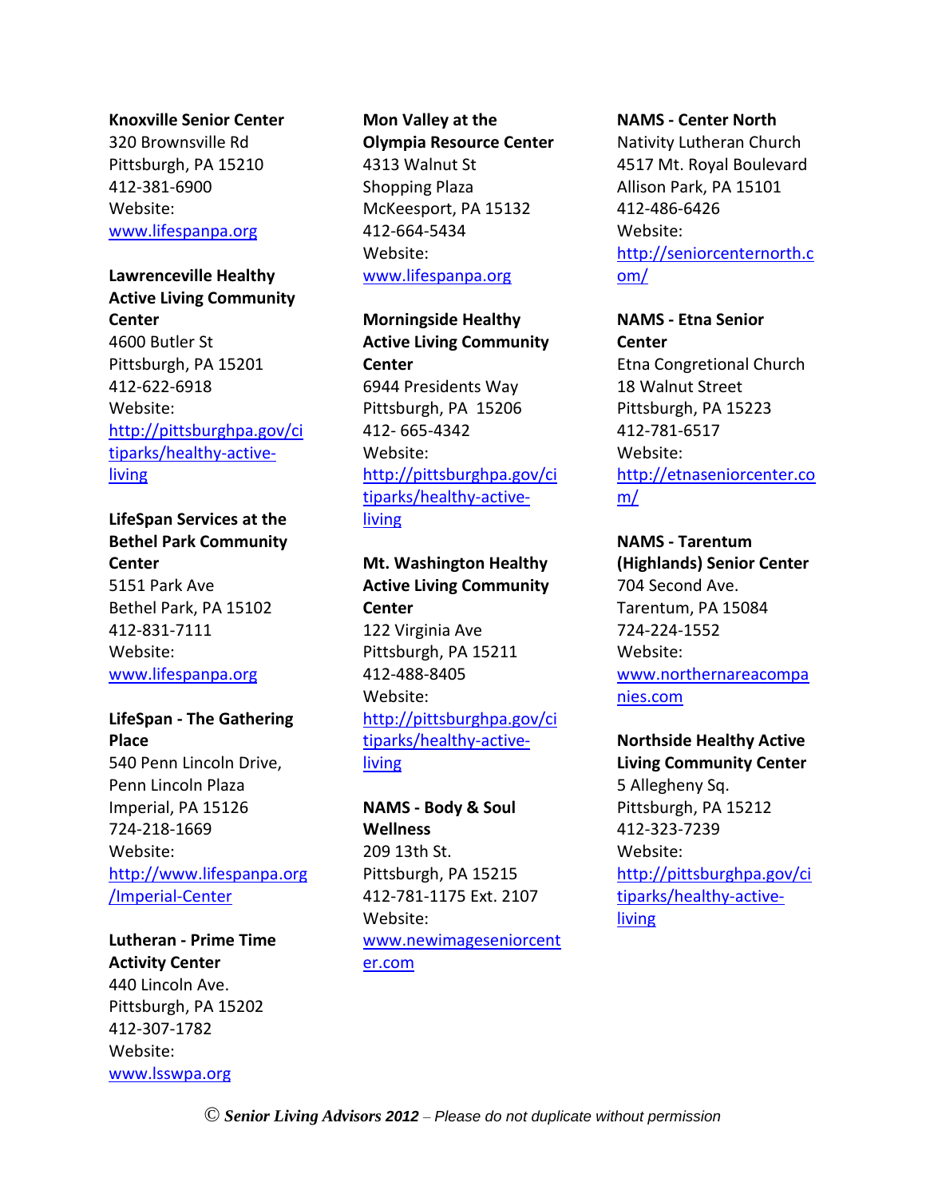**Knoxville Senior Center**
320 Brownsville Rd
Pittsburgh, PA 15210
412-381-6900
Website:
www.lifespanpa.org

**Lawrenceville Healthy Active Living Community Center**
4600 Butler St
Pittsburgh, PA 15201
412-622-6918
Website:
http://pittsburghpa.gov/citiparks/healthy-active-living

**LifeSpan Services at the Bethel Park Community Center**
5151 Park Ave
Bethel Park, PA 15102
412-831-7111
Website:
www.lifespanpa.org

**LifeSpan - The Gathering Place**
540 Penn Lincoln Drive,
Penn Lincoln Plaza
Imperial, PA 15126
724-218-1669
Website:
http://www.lifespanpa.org/Imperial-Center

**Lutheran - Prime Time Activity Center**
440 Lincoln Ave.
Pittsburgh, PA 15202
412-307-1782
Website:
www.lsswpa.org

**Mon Valley at the Olympia Resource Center**
4313 Walnut St
Shopping Plaza
McKeesport, PA 15132
412-664-5434
Website:
www.lifespanpa.org

**Morningside Healthy Active Living Community Center**
6944 Presidents Way
Pittsburgh, PA 15206
412- 665-4342
Website:
http://pittsburghpa.gov/citiparks/healthy-active-living

**Mt. Washington Healthy Active Living Community Center**
122 Virginia Ave
Pittsburgh, PA 15211
412-488-8405
Website:
http://pittsburghpa.gov/citiparks/healthy-active-living

**NAMS - Body & Soul Wellness**
209 13th St.
Pittsburgh, PA 15215
412-781-1175 Ext. 2107
Website:
www.newimageseniorcenter.com

**NAMS - Center North**
Nativity Lutheran Church
4517 Mt. Royal Boulevard
Allison Park, PA 15101
412-486-6426
Website:
http://seniorcenternorth.com/

**NAMS - Etna Senior Center**
Etna Congretional Church
18 Walnut Street
Pittsburgh, PA 15223
412-781-6517
Website:
http://etnaseniorcenter.com/

**NAMS - Tarentum (Highlands) Senior Center**
704 Second Ave.
Tarentum, PA 15084
724-224-1552
Website:
www.northernareacompanies.com

**Northside Healthy Active Living Community Center**
5 Allegheny Sq.
Pittsburgh, PA 15212
412-323-7239
Website:
http://pittsburghpa.gov/citiparks/healthy-active-living

© ***Senior Living Advisors 2012*** – *Please do not duplicate without permission*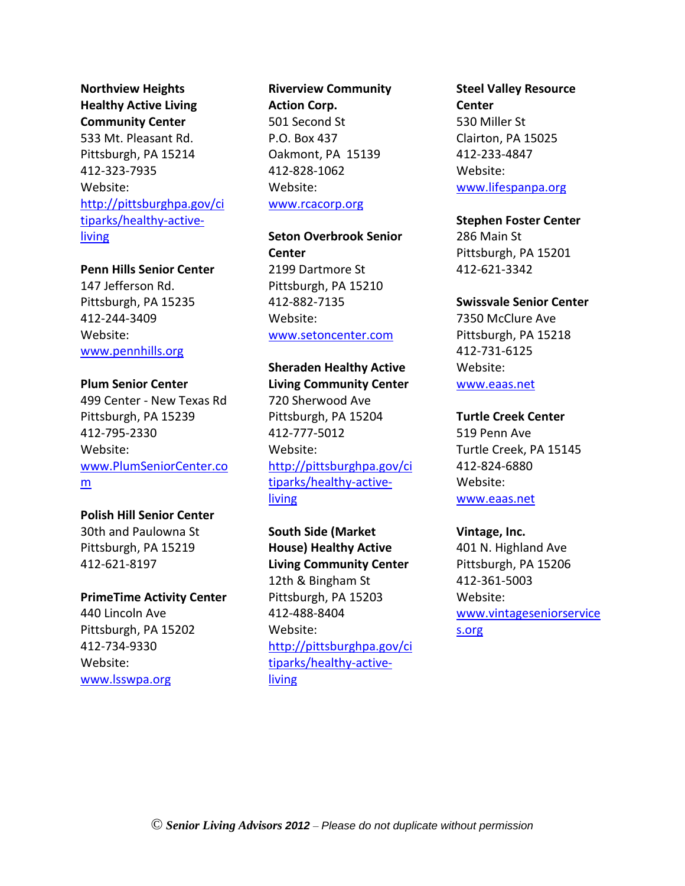**Northview Heights Healthy Active Living Community Center**
533 Mt. Pleasant Rd.
Pittsburgh, PA 15214
412-323-7935
Website:
http://pittsburghpa.gov/citiparks/healthy-active-living

**Penn Hills Senior Center**
147 Jefferson Rd.
Pittsburgh, PA 15235
412-244-3409
Website:
www.pennhills.org

**Plum Senior Center**
499 Center - New Texas Rd
Pittsburgh, PA 15239
412-795-2330
Website:
www.PlumSeniorCenter.com

**Polish Hill Senior Center**
30th and Paulowna St
Pittsburgh, PA 15219
412-621-8197

**PrimeTime Activity Center**
440 Lincoln Ave
Pittsburgh, PA 15202
412-734-9330
Website:
www.lsswpa.org

**Riverview Community Action Corp.**
501 Second St
P.O. Box 437
Oakmont, PA 15139
412-828-1062
Website:
www.rcacorp.org

**Seton Overbrook Senior Center**
2199 Dartmore St
Pittsburgh, PA 15210
412-882-7135
Website:
www.setoncenter.com

**Sheraden Healthy Active Living Community Center**
720 Sherwood Ave
Pittsburgh, PA 15204
412-777-5012
Website:
http://pittsburghpa.gov/citiparks/healthy-active-living

**South Side (Market House) Healthy Active Living Community Center**
12th & Bingham St
Pittsburgh, PA 15203
412-488-8404
Website:
http://pittsburghpa.gov/citiparks/healthy-active-living

**Steel Valley Resource Center**
530 Miller St
Clairton, PA 15025
412-233-4847
Website:
www.lifespanpa.org

**Stephen Foster Center**
286 Main St
Pittsburgh, PA 15201
412-621-3342

**Swissvale Senior Center**
7350 McClure Ave
Pittsburgh, PA 15218
412-731-6125
Website:
www.eaas.net

**Turtle Creek Center**
519 Penn Ave
Turtle Creek, PA 15145
412-824-6880
Website:
www.eaas.net

**Vintage, Inc.**
401 N. Highland Ave
Pittsburgh, PA 15206
412-361-5003
Website:
www.vintageseniorservices.org

© ***Senior Living Advisors 2012*** – *Please do not duplicate without permission*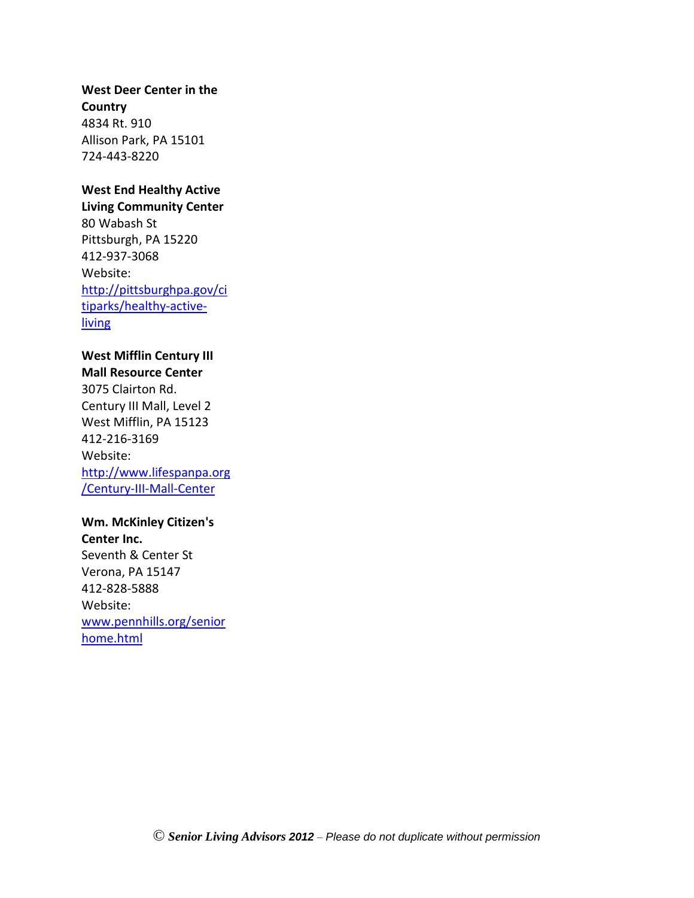**West Deer Center in the Country**
4834 Rt. 910
Allison Park, PA 15101
724-443-8220

**West End Healthy Active Living Community Center**
80 Wabash St
Pittsburgh, PA 15220
412-937-3068
Website:
http://pittsburghpa.gov/citiparks/healthy-active-living

**West Mifflin Century III Mall Resource Center**
3075 Clairton Rd.
Century III Mall, Level 2
West Mifflin, PA 15123
412-216-3169
Website:
http://www.lifespanpa.org/Century-III-Mall-Center

**Wm. McKinley Citizen's Center Inc.**
Seventh & Center St
Verona, PA 15147
412-828-5888
Website:
www.pennhills.org/seniorhome.html